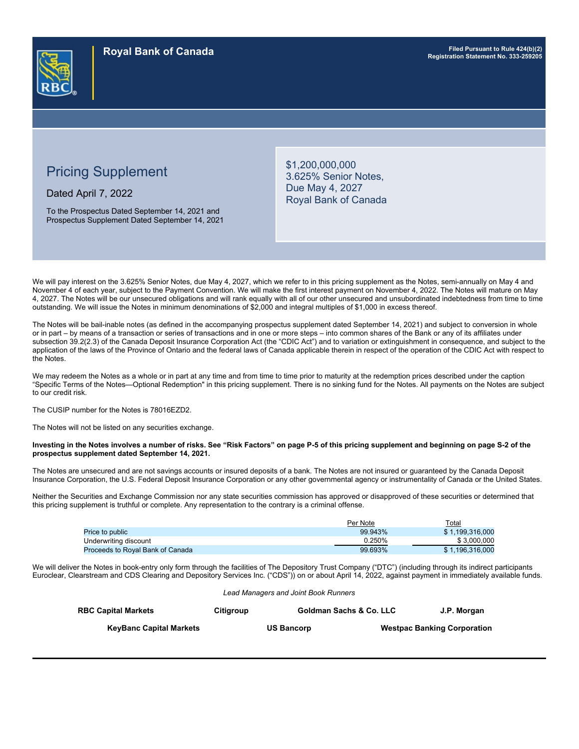Royal Bank of Canada

Filed Pursuant to Rule 424(b)(2)
Registration Statement No. 333-259205

# Pricing Supplement

Dated April 7, 2022

To the Prospectus Dated September 14, 2021 and Prospectus Supplement Dated September 14, 2021

## $1,200,000,000 3.625% Senior Notes, Due May 4, 2027 Royal Bank of Canada

We will pay interest on the 3.625% Senior Notes, due May 4, 2027, which we refer to in this pricing supplement as the Notes, semi-annually on May 4 and November 4 of each year, subject to the Payment Convention. We will make the first interest payment on November 4, 2022. The Notes will mature on May 4, 2027. The Notes will be our unsecured obligations and will rank equally with all of our other unsecured and unsubordinated indebtedness from time to time outstanding. We will issue the Notes in minimum denominations of $2,000 and integral multiples of $1,000 in excess thereof.

The Notes will be bail-inable notes (as defined in the accompanying prospectus supplement dated September 14, 2021) and subject to conversion in whole or in part – by means of a transaction or series of transactions and in one or more steps – into common shares of the Bank or any of its affiliates under subsection 39.2(2.3) of the Canada Deposit Insurance Corporation Act (the "CDIC Act") and to variation or extinguishment in consequence, and subject to the application of the laws of the Province of Ontario and the federal laws of Canada applicable therein in respect of the operation of the CDIC Act with respect to the Notes.

We may redeem the Notes as a whole or in part at any time and from time to time prior to maturity at the redemption prices described under the caption "Specific Terms of the Notes—Optional Redemption" in this pricing supplement. There is no sinking fund for the Notes. All payments on the Notes are subject to our credit risk.

The CUSIP number for the Notes is 78016EZD2.

The Notes will not be listed on any securities exchange.

**Investing in the Notes involves a number of risks. See "Risk Factors" on page P-5 of this pricing supplement and beginning on page S-2 of the prospectus supplement dated September 14, 2021.**

The Notes are unsecured and are not savings accounts or insured deposits of a bank. The Notes are not insured or guaranteed by the Canada Deposit Insurance Corporation, the U.S. Federal Deposit Insurance Corporation or any other governmental agency or instrumentality of Canada or the United States.

Neither the Securities and Exchange Commission nor any state securities commission has approved or disapproved of these securities or determined that this pricing supplement is truthful or complete. Any representation to the contrary is a criminal offense.

| | Per Note | Total |
|---|---|---|
| Price to public | 99.943% | $ 1,199,316,000 |
| Underwriting discount | 0.250% | $ 3,000,000 |
| Proceeds to Royal Bank of Canada | 99.693% | $ 1,196,316,000 |

We will deliver the Notes in book-entry only form through the facilities of The Depository Trust Company ("DTC") (including through its indirect participants Euroclear, Clearstream and CDS Clearing and Depository Services Inc. ("CDS")) on or about April 14, 2022, against payment in immediately available funds.

*Lead Managers and Joint Book Runners*

**RBC Capital Markets** **Citigroup** **Goldman Sachs & Co. LLC** **J.P. Morgan**

**KeyBanc Capital Markets** **US Bancorp** **Westpac Banking Corporation**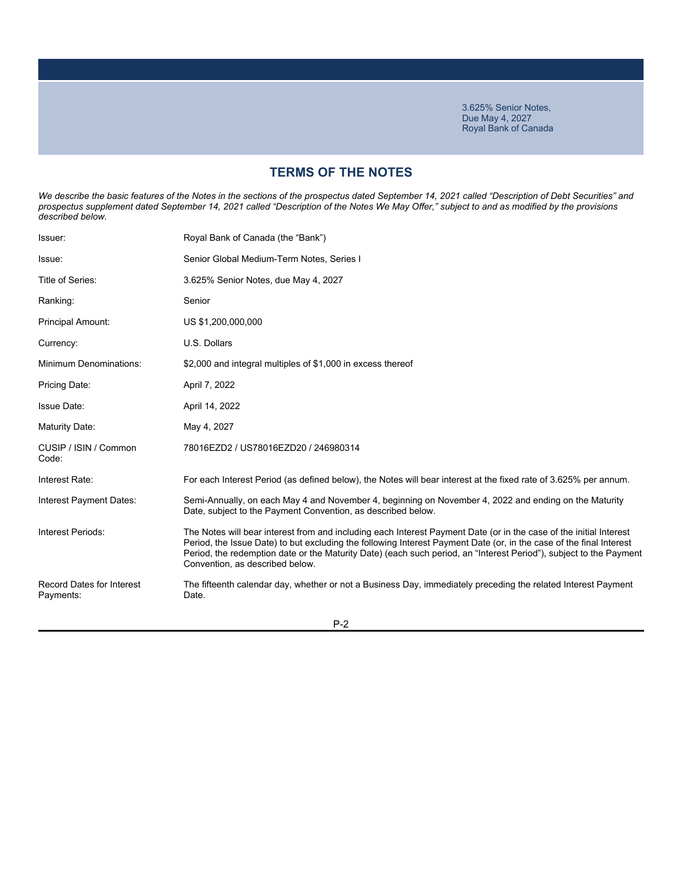3.625% Senior Notes,
Due May 4, 2027
Royal Bank of Canada

## TERMS OF THE NOTES

*We describe the basic features of the Notes in the sections of the prospectus dated September 14, 2021 called "Description of Debt Securities" and prospectus supplement dated September 14, 2021 called "Description of the Notes We May Offer," subject to and as modified by the provisions described below.*

| | |
|---|---|
| Issuer: | Royal Bank of Canada (the "Bank") |
| Issue: | Senior Global Medium-Term Notes, Series I |
| Title of Series: | 3.625% Senior Notes, due May 4, 2027 |
| Ranking: | Senior |
| Principal Amount: | US $1,200,000,000 |
| Currency: | U.S. Dollars |
| Minimum Denominations: | $2,000 and integral multiples of $1,000 in excess thereof |
| Pricing Date: | April 7, 2022 |
| Issue Date: | April 14, 2022 |
| Maturity Date: | May 4, 2027 |
| CUSIP / ISIN / Common Code: | 78016EZD2 / US78016EZD20 / 246980314 |
| Interest Rate: | For each Interest Period (as defined below), the Notes will bear interest at the fixed rate of 3.625% per annum. |
| Interest Payment Dates: | Semi-Annually, on each May 4 and November 4, beginning on November 4, 2022 and ending on the Maturity Date, subject to the Payment Convention, as described below. |
| Interest Periods: | The Notes will bear interest from and including each Interest Payment Date (or in the case of the initial Interest Period, the Issue Date) to but excluding the following Interest Payment Date (or, in the case of the final Interest Period, the redemption date or the Maturity Date) (each such period, an "Interest Period"), subject to the Payment Convention, as described below. |
| Record Dates for Interest Payments: | The fifteenth calendar day, whether or not a Business Day, immediately preceding the related Interest Payment Date. |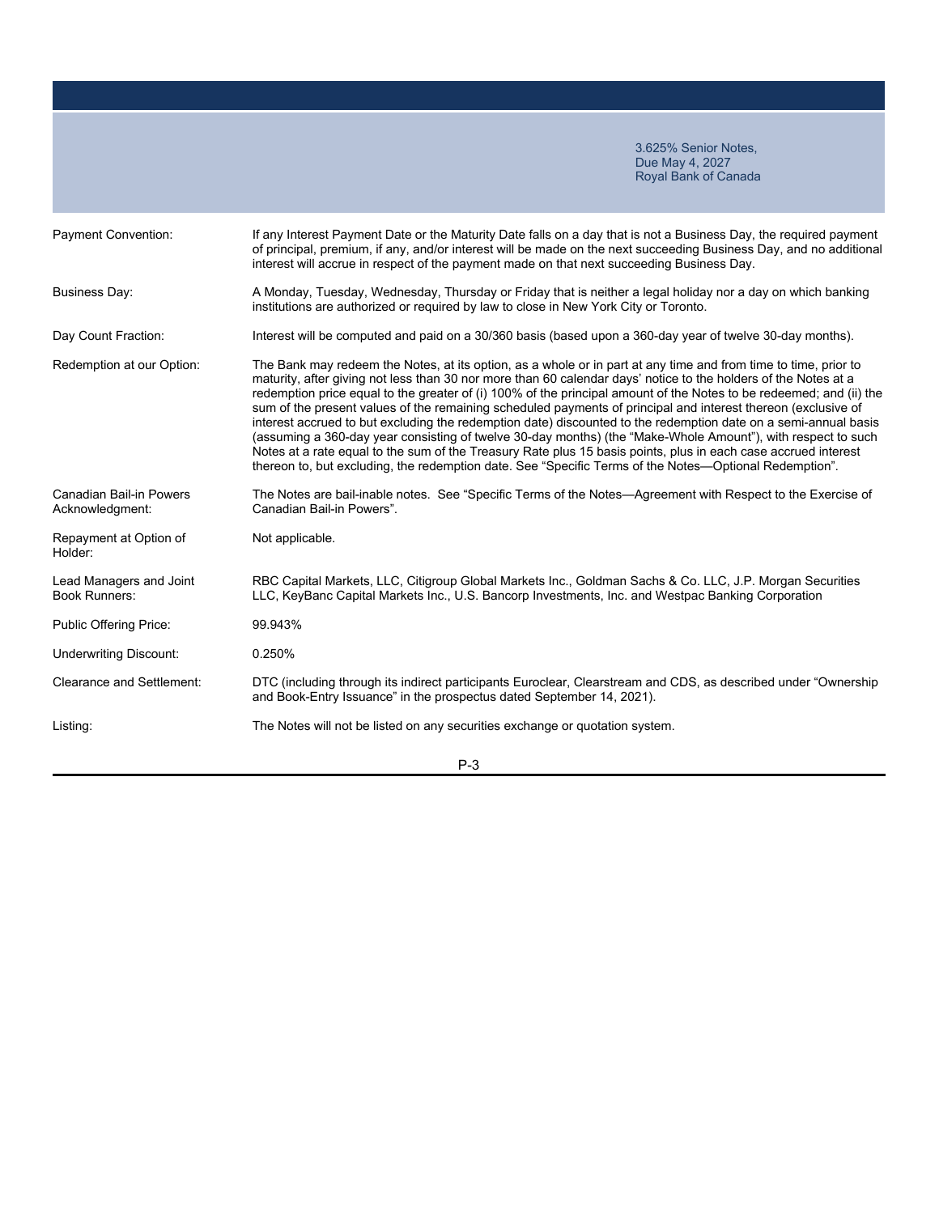| | 3.625% Senior Notes, Due May 4, 2027 Royal Bank of Canada |
|---|---|
| Payment Convention: | If any Interest Payment Date or the Maturity Date falls on a day that is not a Business Day, the required payment of principal, premium, if any, and/or interest will be made on the next succeeding Business Day, and no additional interest will accrue in respect of the payment made on that next succeeding Business Day. |
| Business Day: | A Monday, Tuesday, Wednesday, Thursday or Friday that is neither a legal holiday nor a day on which banking institutions are authorized or required by law to close in New York City or Toronto. |
| Day Count Fraction: | Interest will be computed and paid on a 30/360 basis (based upon a 360-day year of twelve 30-day months). |
| Redemption at our Option: | The Bank may redeem the Notes, at its option, as a whole or in part at any time and from time to time, prior to maturity, after giving not less than 30 nor more than 60 calendar days' notice to the holders of the Notes at a redemption price equal to the greater of (i) 100% of the principal amount of the Notes to be redeemed; and (ii) the sum of the present values of the remaining scheduled payments of principal and interest thereon (exclusive of interest accrued to but excluding the redemption date) discounted to the redemption date on a semi-annual basis (assuming a 360-day year consisting of twelve 30-day months) (the "Make-Whole Amount"), with respect to such Notes at a rate equal to the sum of the Treasury Rate plus 15 basis points, plus in each case accrued interest thereon to, but excluding, the redemption date. See "Specific Terms of the Notes—Optional Redemption". |
| Canadian Bail-in Powers Acknowledgment: | The Notes are bail-inable notes. See "Specific Terms of the Notes—Agreement with Respect to the Exercise of Canadian Bail-in Powers". |
| Repayment at Option of Holder: | Not applicable. |
| Lead Managers and Joint Book Runners: | RBC Capital Markets, LLC, Citigroup Global Markets Inc., Goldman Sachs & Co. LLC, J.P. Morgan Securities LLC, KeyBanc Capital Markets Inc., U.S. Bancorp Investments, Inc. and Westpac Banking Corporation |
| Public Offering Price: | 99.943% |
| Underwriting Discount: | 0.250% |
| Clearance and Settlement: | DTC (including through its indirect participants Euroclear, Clearstream and CDS, as described under "Ownership and Book-Entry Issuance" in the prospectus dated September 14, 2021). |
| Listing: | The Notes will not be listed on any securities exchange or quotation system. |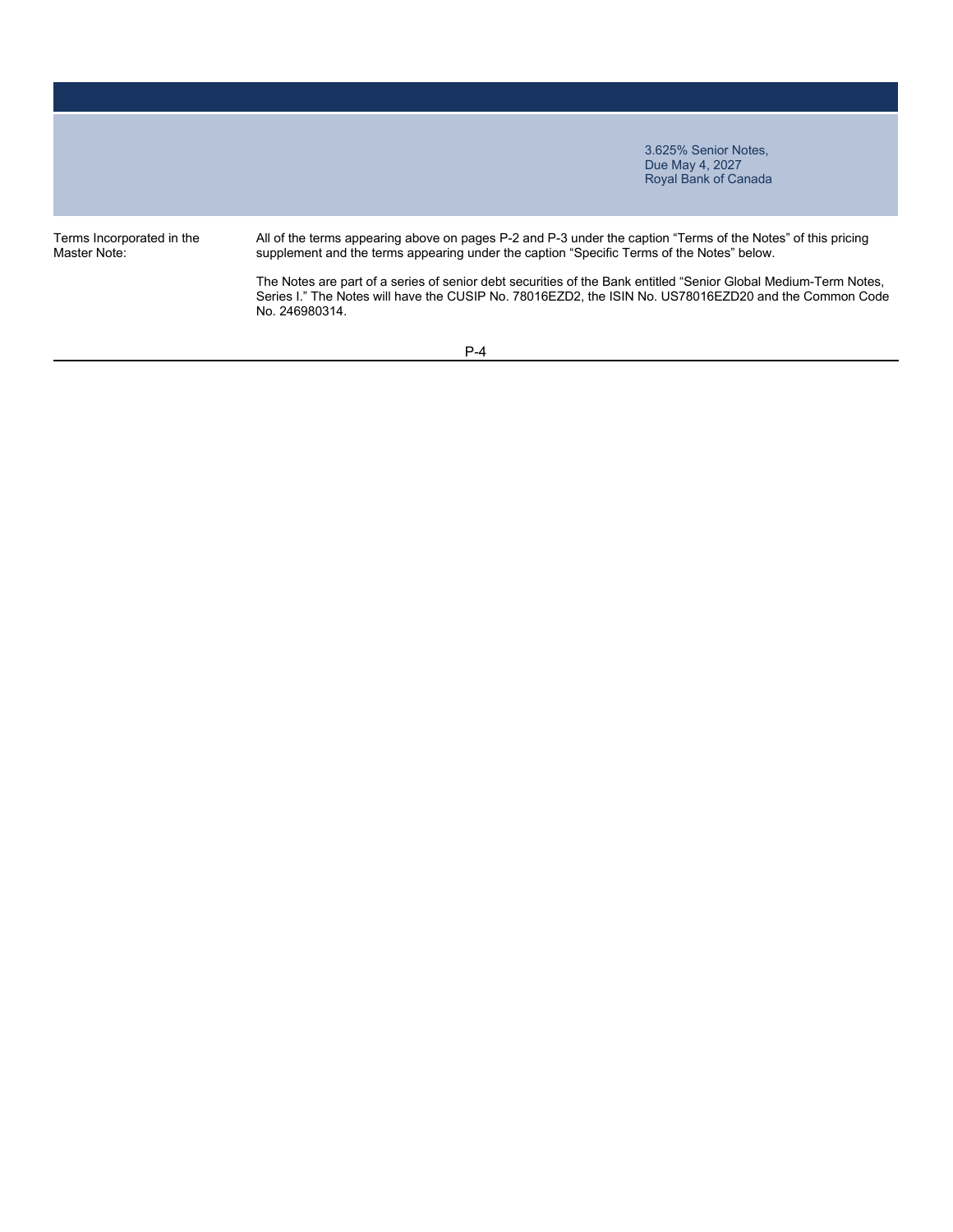| | |
|---|---|
| Terms Incorporated in the Master Note: | All of the terms appearing above on pages P-2 and P-3 under the caption “Terms of the Notes” of this pricing supplement and the terms appearing under the caption “Specific Terms of the Notes” below.<br><br>The Notes are part of a series of senior debt securities of the Bank entitled “Senior Global Medium-Term Notes, Series I.” The Notes will have the CUSIP No. 78016EZD2, the ISIN No. US78016EZD20 and the Common Code No. 246980314. |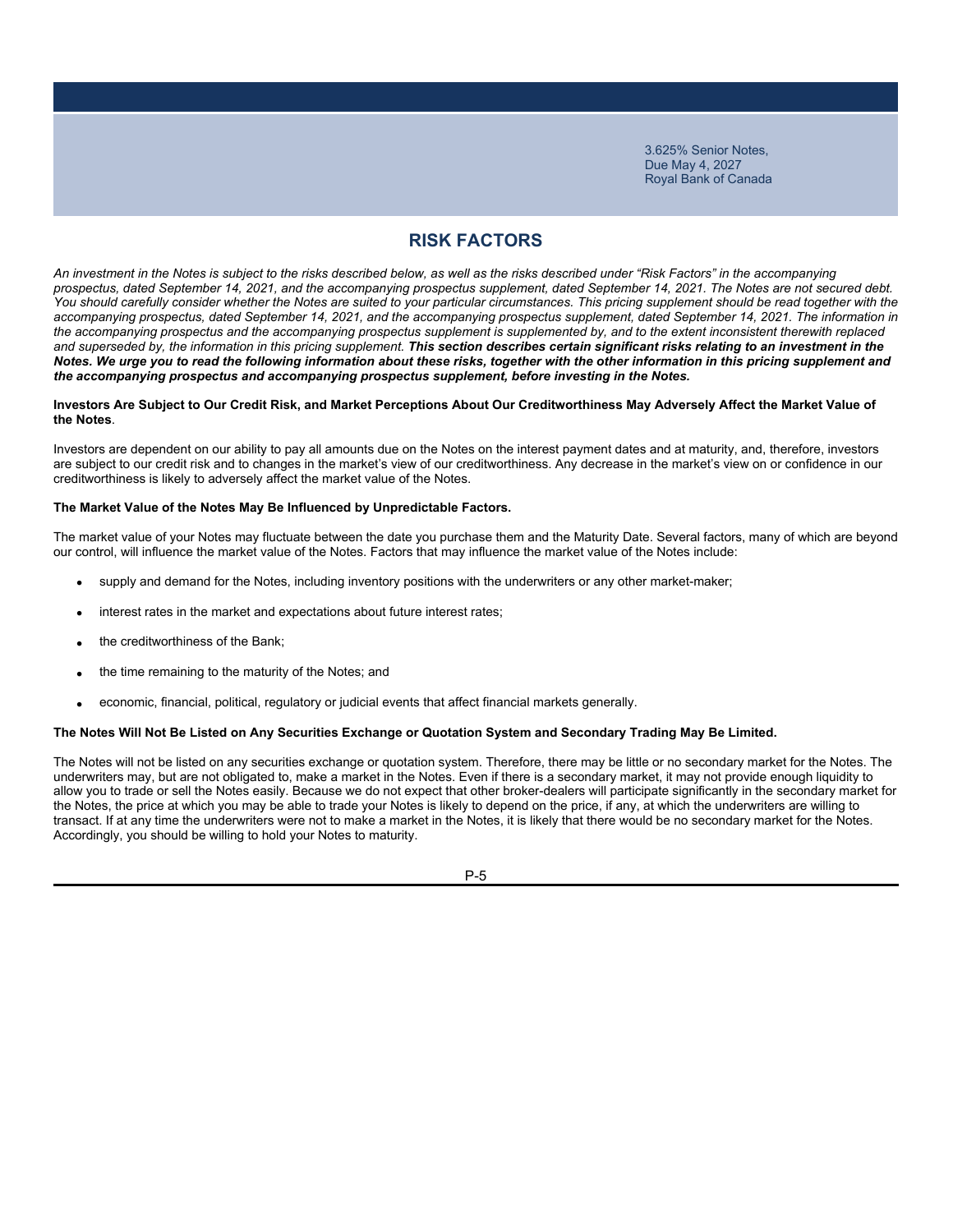## RISK FACTORS

*An investment in the Notes is subject to the risks described below, as well as the risks described under "Risk Factors" in the accompanying prospectus, dated September 14, 2021, and the accompanying prospectus supplement, dated September 14, 2021. The Notes are not secured debt. You should carefully consider whether the Notes are suited to your particular circumstances. This pricing supplement should be read together with the accompanying prospectus, dated September 14, 2021, and the accompanying prospectus supplement, dated September 14, 2021. The information in the accompanying prospectus and the accompanying prospectus supplement is supplemented by, and to the extent inconsistent therewith replaced and superseded by, the information in this pricing supplement.* ***This section describes certain significant risks relating to an investment in the Notes. We urge you to read the following information about these risks, together with the other information in this pricing supplement and the accompanying prospectus and accompanying prospectus supplement, before investing in the Notes.***

**Investors Are Subject to Our Credit Risk, and Market Perceptions About Our Creditworthiness May Adversely Affect the Market Value of the Notes**.

Investors are dependent on our ability to pay all amounts due on the Notes on the interest payment dates and at maturity, and, therefore, investors are subject to our credit risk and to changes in the market's view of our creditworthiness. Any decrease in the market's view on or confidence in our creditworthiness is likely to adversely affect the market value of the Notes.

**The Market Value of the Notes May Be Influenced by Unpredictable Factors.**

The market value of your Notes may fluctuate between the date you purchase them and the Maturity Date. Several factors, many of which are beyond our control, will influence the market value of the Notes. Factors that may influence the market value of the Notes include:

- supply and demand for the Notes, including inventory positions with the underwriters or any other market-maker;
- interest rates in the market and expectations about future interest rates;
- the creditworthiness of the Bank;
- the time remaining to the maturity of the Notes; and
- economic, financial, political, regulatory or judicial events that affect financial markets generally.

**The Notes Will Not Be Listed on Any Securities Exchange or Quotation System and Secondary Trading May Be Limited.**

The Notes will not be listed on any securities exchange or quotation system. Therefore, there may be little or no secondary market for the Notes. The underwriters may, but are not obligated to, make a market in the Notes. Even if there is a secondary market, it may not provide enough liquidity to allow you to trade or sell the Notes easily. Because we do not expect that other broker-dealers will participate significantly in the secondary market for the Notes, the price at which you may be able to trade your Notes is likely to depend on the price, if any, at which the underwriters are willing to transact. If at any time the underwriters were not to make a market in the Notes, it is likely that there would be no secondary market for the Notes. Accordingly, you should be willing to hold your Notes to maturity.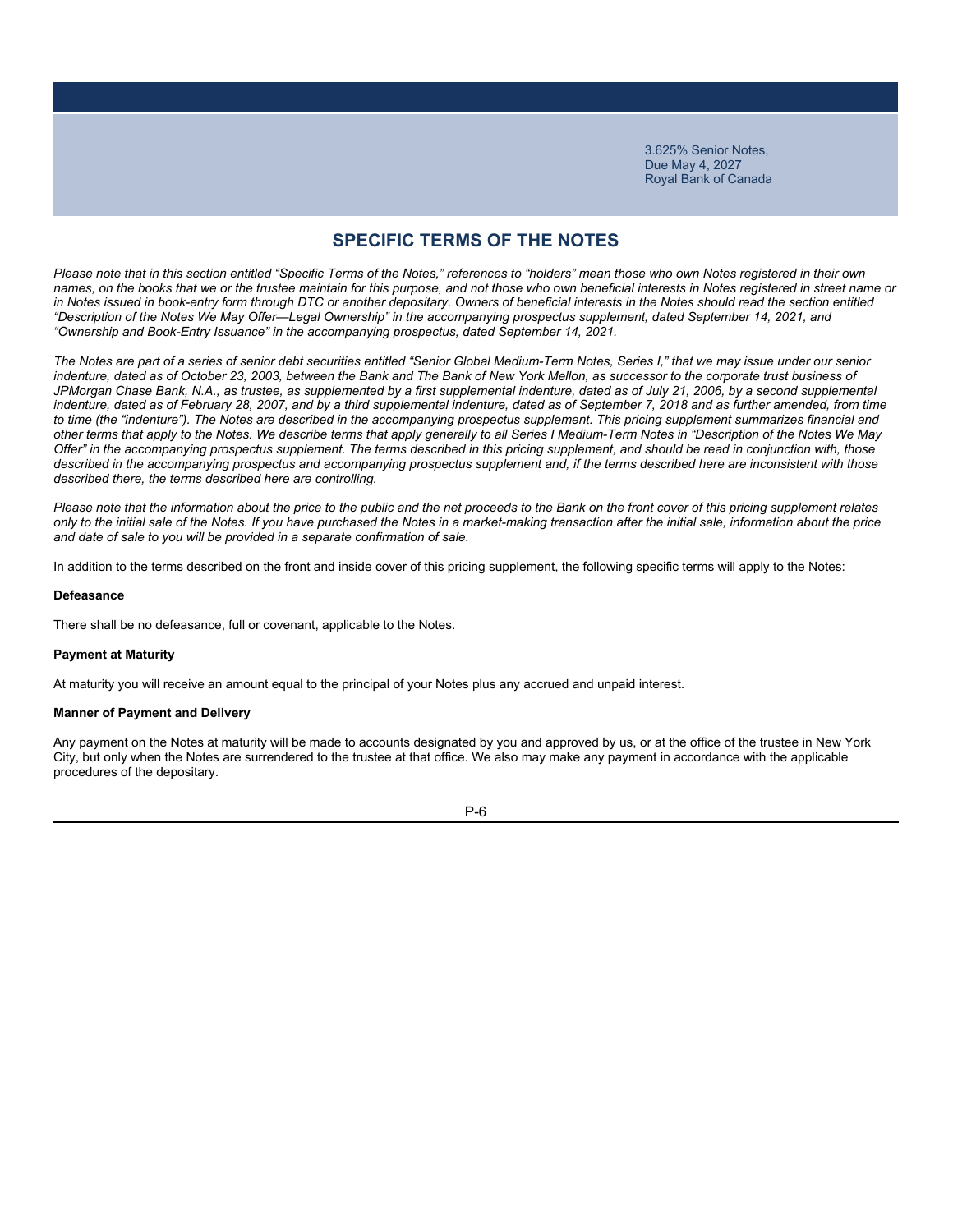## SPECIFIC TERMS OF THE NOTES

*Please note that in this section entitled "Specific Terms of the Notes," references to "holders" mean those who own Notes registered in their own names, on the books that we or the trustee maintain for this purpose, and not those who own beneficial interests in Notes registered in street name or in Notes issued in book-entry form through DTC or another depositary. Owners of beneficial interests in the Notes should read the section entitled "Description of the Notes We May Offer—Legal Ownership" in the accompanying prospectus supplement, dated September 14, 2021, and "Ownership and Book-Entry Issuance" in the accompanying prospectus, dated September 14, 2021.*

*The Notes are part of a series of senior debt securities entitled "Senior Global Medium-Term Notes, Series I," that we may issue under our senior indenture, dated as of October 23, 2003, between the Bank and The Bank of New York Mellon, as successor to the corporate trust business of JPMorgan Chase Bank, N.A., as trustee, as supplemented by a first supplemental indenture, dated as of July 21, 2006, by a second supplemental indenture, dated as of February 28, 2007, and by a third supplemental indenture, dated as of September 7, 2018 and as further amended, from time to time (the "indenture"). The Notes are described in the accompanying prospectus supplement. This pricing supplement summarizes financial and other terms that apply to the Notes. We describe terms that apply generally to all Series I Medium-Term Notes in "Description of the Notes We May Offer" in the accompanying prospectus supplement. The terms described in this pricing supplement, and should be read in conjunction with, those described in the accompanying prospectus and accompanying prospectus supplement and, if the terms described here are inconsistent with those described there, the terms described here are controlling.*

*Please note that the information about the price to the public and the net proceeds to the Bank on the front cover of this pricing supplement relates only to the initial sale of the Notes. If you have purchased the Notes in a market-making transaction after the initial sale, information about the price and date of sale to you will be provided in a separate confirmation of sale.*

In addition to the terms described on the front and inside cover of this pricing supplement, the following specific terms will apply to the Notes:

**Defeasance**

There shall be no defeasance, full or covenant, applicable to the Notes.

**Payment at Maturity**

At maturity you will receive an amount equal to the principal of your Notes plus any accrued and unpaid interest.

**Manner of Payment and Delivery**

Any payment on the Notes at maturity will be made to accounts designated by you and approved by us, or at the office of the trustee in New York City, but only when the Notes are surrendered to the trustee at that office. We also may make any payment in accordance with the applicable procedures of the depositary.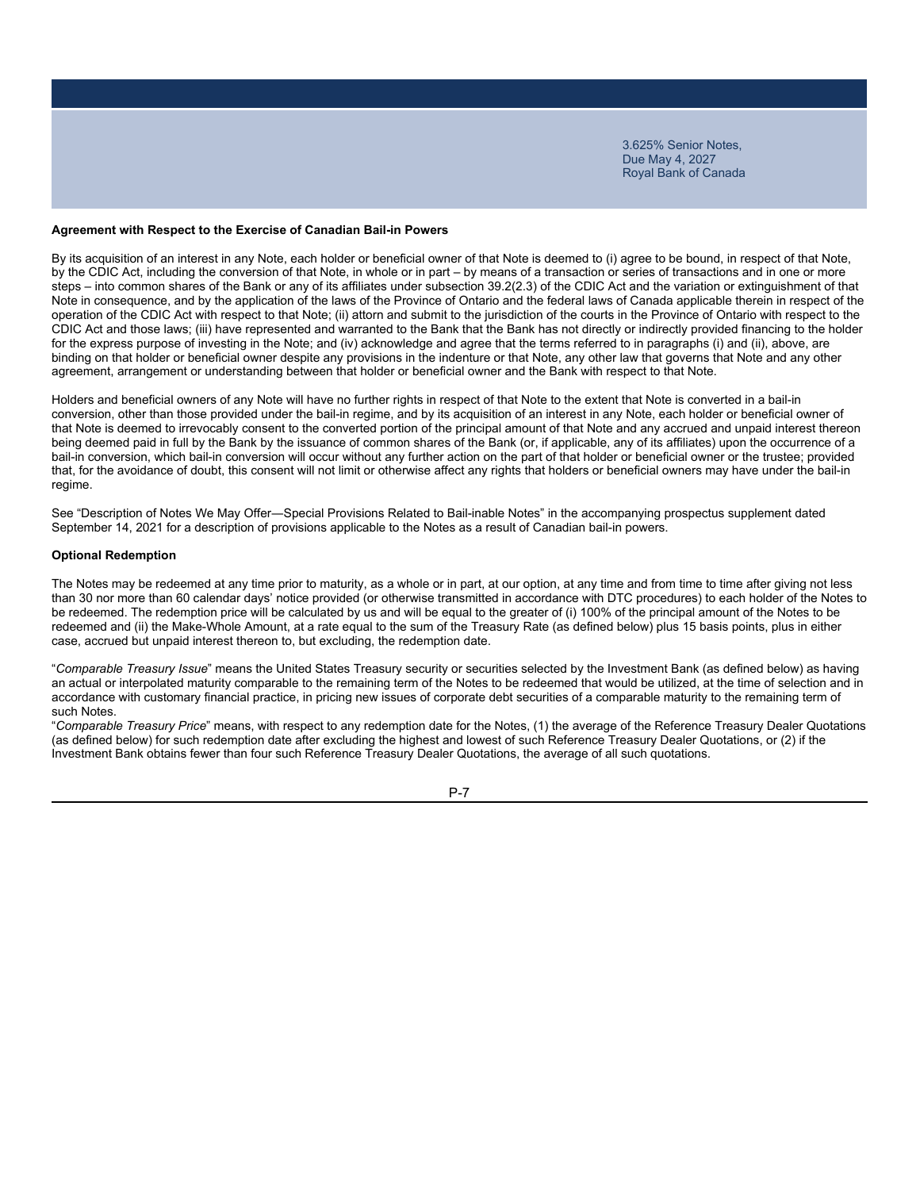**Agreement with Respect to the Exercise of Canadian Bail-in Powers**

By its acquisition of an interest in any Note, each holder or beneficial owner of that Note is deemed to (i) agree to be bound, in respect of that Note, by the CDIC Act, including the conversion of that Note, in whole or in part – by means of a transaction or series of transactions and in one or more steps – into common shares of the Bank or any of its affiliates under subsection 39.2(2.3) of the CDIC Act and the variation or extinguishment of that Note in consequence, and by the application of the laws of the Province of Ontario and the federal laws of Canada applicable therein in respect of the operation of the CDIC Act with respect to that Note; (ii) attorn and submit to the jurisdiction of the courts in the Province of Ontario with respect to the CDIC Act and those laws; (iii) have represented and warranted to the Bank that the Bank has not directly or indirectly provided financing to the holder for the express purpose of investing in the Note; and (iv) acknowledge and agree that the terms referred to in paragraphs (i) and (ii), above, are binding on that holder or beneficial owner despite any provisions in the indenture or that Note, any other law that governs that Note and any other agreement, arrangement or understanding between that holder or beneficial owner and the Bank with respect to that Note.

Holders and beneficial owners of any Note will have no further rights in respect of that Note to the extent that Note is converted in a bail-in conversion, other than those provided under the bail-in regime, and by its acquisition of an interest in any Note, each holder or beneficial owner of that Note is deemed to irrevocably consent to the converted portion of the principal amount of that Note and any accrued and unpaid interest thereon being deemed paid in full by the Bank by the issuance of common shares of the Bank (or, if applicable, any of its affiliates) upon the occurrence of a bail-in conversion, which bail-in conversion will occur without any further action on the part of that holder or beneficial owner or the trustee; provided that, for the avoidance of doubt, this consent will not limit or otherwise affect any rights that holders or beneficial owners may have under the bail-in regime.

See "Description of Notes We May Offer—Special Provisions Related to Bail-inable Notes" in the accompanying prospectus supplement dated September 14, 2021 for a description of provisions applicable to the Notes as a result of Canadian bail-in powers.

**Optional Redemption**

The Notes may be redeemed at any time prior to maturity, as a whole or in part, at our option, at any time and from time to time after giving not less than 30 nor more than 60 calendar days' notice provided (or otherwise transmitted in accordance with DTC procedures) to each holder of the Notes to be redeemed. The redemption price will be calculated by us and will be equal to the greater of (i) 100% of the principal amount of the Notes to be redeemed and (ii) the Make-Whole Amount, at a rate equal to the sum of the Treasury Rate (as defined below) plus 15 basis points, plus in either case, accrued but unpaid interest thereon to, but excluding, the redemption date.

"*Comparable Treasury Issue*" means the United States Treasury security or securities selected by the Investment Bank (as defined below) as having an actual or interpolated maturity comparable to the remaining term of the Notes to be redeemed that would be utilized, at the time of selection and in accordance with customary financial practice, in pricing new issues of corporate debt securities of a comparable maturity to the remaining term of such Notes.

"*Comparable Treasury Price*" means, with respect to any redemption date for the Notes, (1) the average of the Reference Treasury Dealer Quotations (as defined below) for such redemption date after excluding the highest and lowest of such Reference Treasury Dealer Quotations, or (2) if the Investment Bank obtains fewer than four such Reference Treasury Dealer Quotations, the average of all such quotations.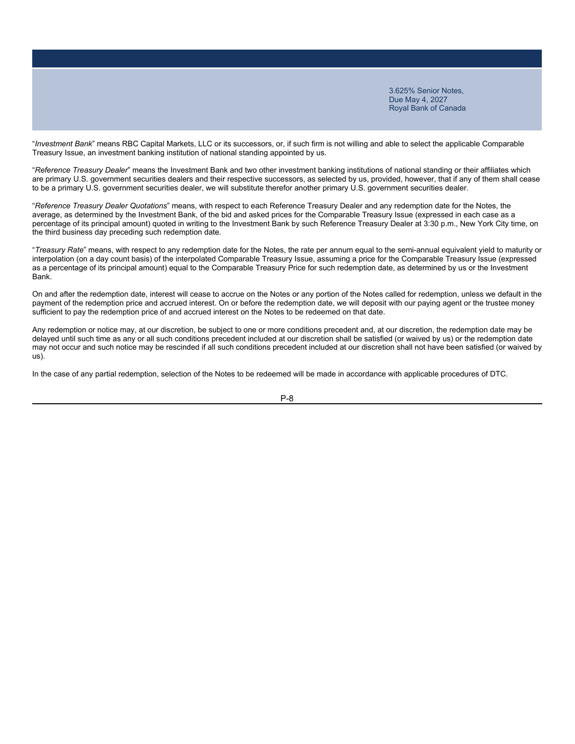"*Investment Bank*" means RBC Capital Markets, LLC or its successors, or, if such firm is not willing and able to select the applicable Comparable Treasury Issue, an investment banking institution of national standing appointed by us.

"*Reference Treasury Dealer*" means the Investment Bank and two other investment banking institutions of national standing or their affiliates which are primary U.S. government securities dealers and their respective successors, as selected by us, provided, however, that if any of them shall cease to be a primary U.S. government securities dealer, we will substitute therefor another primary U.S. government securities dealer.

"*Reference Treasury Dealer Quotations*" means, with respect to each Reference Treasury Dealer and any redemption date for the Notes, the average, as determined by the Investment Bank, of the bid and asked prices for the Comparable Treasury Issue (expressed in each case as a percentage of its principal amount) quoted in writing to the Investment Bank by such Reference Treasury Dealer at 3:30 p.m., New York City time, on the third business day preceding such redemption date.

"*Treasury Rate*" means, with respect to any redemption date for the Notes, the rate per annum equal to the semi-annual equivalent yield to maturity or interpolation (on a day count basis) of the interpolated Comparable Treasury Issue, assuming a price for the Comparable Treasury Issue (expressed as a percentage of its principal amount) equal to the Comparable Treasury Price for such redemption date, as determined by us or the Investment Bank.

On and after the redemption date, interest will cease to accrue on the Notes or any portion of the Notes called for redemption, unless we default in the payment of the redemption price and accrued interest. On or before the redemption date, we will deposit with our paying agent or the trustee money sufficient to pay the redemption price of and accrued interest on the Notes to be redeemed on that date.

Any redemption or notice may, at our discretion, be subject to one or more conditions precedent and, at our discretion, the redemption date may be delayed until such time as any or all such conditions precedent included at our discretion shall be satisfied (or waived by us) or the redemption date may not occur and such notice may be rescinded if all such conditions precedent included at our discretion shall not have been satisfied (or waived by us).

In the case of any partial redemption, selection of the Notes to be redeemed will be made in accordance with applicable procedures of DTC.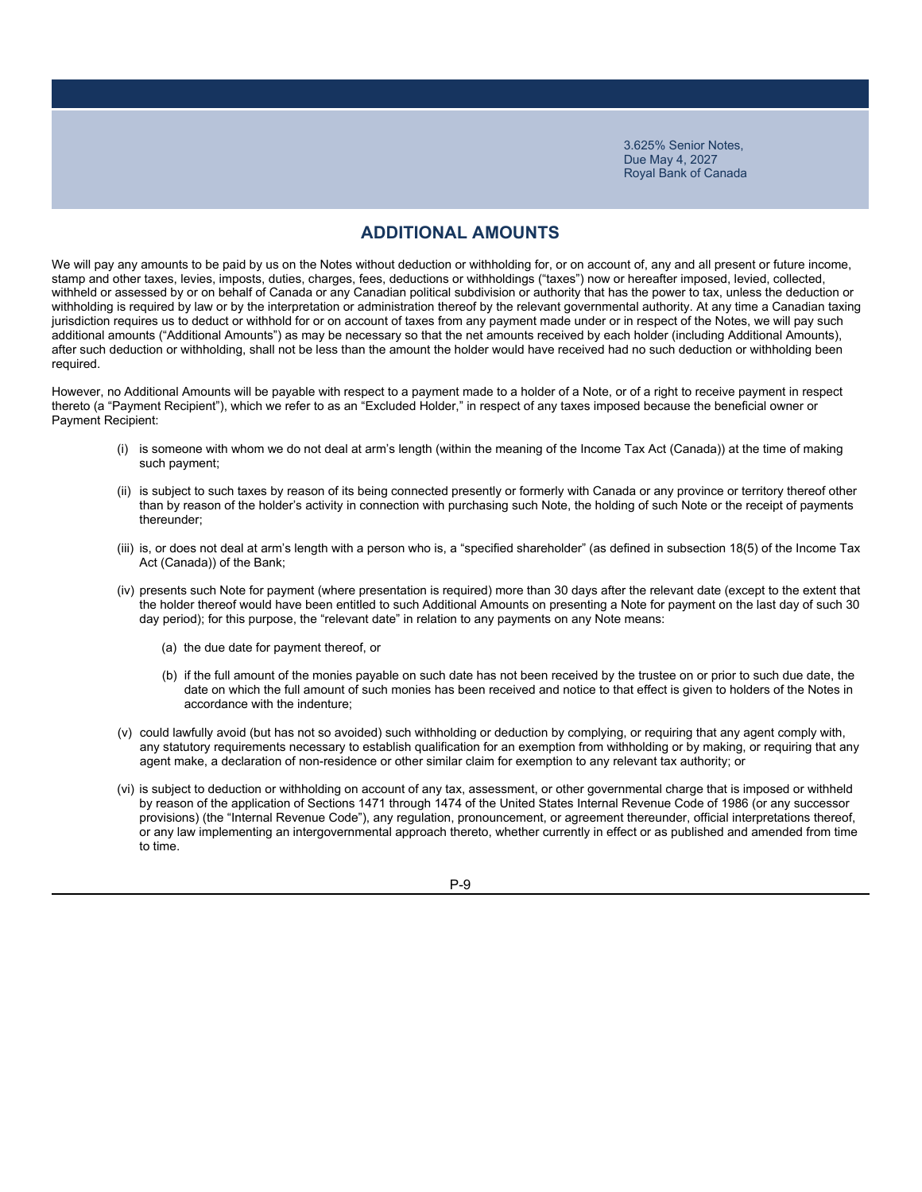## ADDITIONAL AMOUNTS

We will pay any amounts to be paid by us on the Notes without deduction or withholding for, or on account of, any and all present or future income, stamp and other taxes, levies, imposts, duties, charges, fees, deductions or withholdings ("taxes") now or hereafter imposed, levied, collected, withheld or assessed by or on behalf of Canada or any Canadian political subdivision or authority that has the power to tax, unless the deduction or withholding is required by law or by the interpretation or administration thereof by the relevant governmental authority. At any time a Canadian taxing jurisdiction requires us to deduct or withhold for or on account of taxes from any payment made under or in respect of the Notes, we will pay such additional amounts ("Additional Amounts") as may be necessary so that the net amounts received by each holder (including Additional Amounts), after such deduction or withholding, shall not be less than the amount the holder would have received had no such deduction or withholding been required.

However, no Additional Amounts will be payable with respect to a payment made to a holder of a Note, or of a right to receive payment in respect thereto (a "Payment Recipient"), which we refer to as an "Excluded Holder," in respect of any taxes imposed because the beneficial owner or Payment Recipient:

(i) is someone with whom we do not deal at arm's length (within the meaning of the Income Tax Act (Canada)) at the time of making such payment;

(ii) is subject to such taxes by reason of its being connected presently or formerly with Canada or any province or territory thereof other than by reason of the holder's activity in connection with purchasing such Note, the holding of such Note or the receipt of payments thereunder;

(iii) is, or does not deal at arm's length with a person who is, a "specified shareholder" (as defined in subsection 18(5) of the Income Tax Act (Canada)) of the Bank;

(iv) presents such Note for payment (where presentation is required) more than 30 days after the relevant date (except to the extent that the holder thereof would have been entitled to such Additional Amounts on presenting a Note for payment on the last day of such 30 day period); for this purpose, the "relevant date" in relation to any payments on any Note means:

  (a) the due date for payment thereof, or

  (b) if the full amount of the monies payable on such date has not been received by the trustee on or prior to such due date, the date on which the full amount of such monies has been received and notice to that effect is given to holders of the Notes in accordance with the indenture;

(v) could lawfully avoid (but has not so avoided) such withholding or deduction by complying, or requiring that any agent comply with, any statutory requirements necessary to establish qualification for an exemption from withholding or by making, or requiring that any agent make, a declaration of non-residence or other similar claim for exemption to any relevant tax authority; or

(vi) is subject to deduction or withholding on account of any tax, assessment, or other governmental charge that is imposed or withheld by reason of the application of Sections 1471 through 1474 of the United States Internal Revenue Code of 1986 (or any successor provisions) (the "Internal Revenue Code"), any regulation, pronouncement, or agreement thereunder, official interpretations thereof, or any law implementing an intergovernmental approach thereto, whether currently in effect or as published and amended from time to time.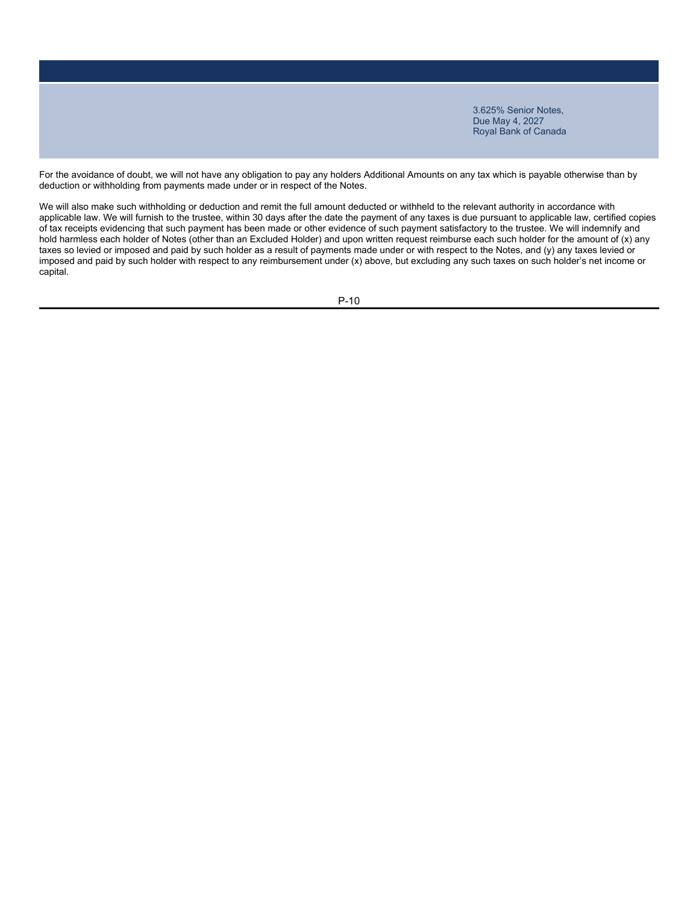For the avoidance of doubt, we will not have any obligation to pay any holders Additional Amounts on any tax which is payable otherwise than by deduction or withholding from payments made under or in respect of the Notes.

We will also make such withholding or deduction and remit the full amount deducted or withheld to the relevant authority in accordance with applicable law. We will furnish to the trustee, within 30 days after the date the payment of any taxes is due pursuant to applicable law, certified copies of tax receipts evidencing that such payment has been made or other evidence of such payment satisfactory to the trustee. We will indemnify and hold harmless each holder of Notes (other than an Excluded Holder) and upon written request reimburse each such holder for the amount of (x) any taxes so levied or imposed and paid by such holder as a result of payments made under or with respect to the Notes, and (y) any taxes levied or imposed and paid by such holder with respect to any reimbursement under (x) above, but excluding any such taxes on such holder's net income or capital.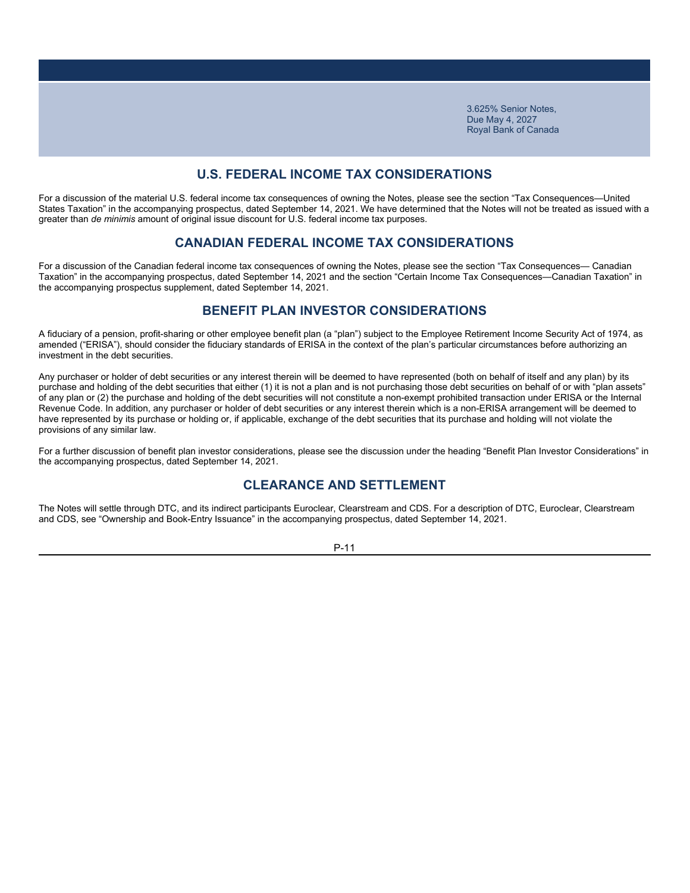## U.S. FEDERAL INCOME TAX CONSIDERATIONS

For a discussion of the material U.S. federal income tax consequences of owning the Notes, please see the section "Tax Consequences—United States Taxation" in the accompanying prospectus, dated September 14, 2021. We have determined that the Notes will not be treated as issued with a greater than *de minimis* amount of original issue discount for U.S. federal income tax purposes.

## CANADIAN FEDERAL INCOME TAX CONSIDERATIONS

For a discussion of the Canadian federal income tax consequences of owning the Notes, please see the section "Tax Consequences— Canadian Taxation" in the accompanying prospectus, dated September 14, 2021 and the section "Certain Income Tax Consequences—Canadian Taxation" in the accompanying prospectus supplement, dated September 14, 2021.

## BENEFIT PLAN INVESTOR CONSIDERATIONS

A fiduciary of a pension, profit-sharing or other employee benefit plan (a "plan") subject to the Employee Retirement Income Security Act of 1974, as amended ("ERISA"), should consider the fiduciary standards of ERISA in the context of the plan's particular circumstances before authorizing an investment in the debt securities.

Any purchaser or holder of debt securities or any interest therein will be deemed to have represented (both on behalf of itself and any plan) by its purchase and holding of the debt securities that either (1) it is not a plan and is not purchasing those debt securities on behalf of or with "plan assets" of any plan or (2) the purchase and holding of the debt securities will not constitute a non-exempt prohibited transaction under ERISA or the Internal Revenue Code. In addition, any purchaser or holder of debt securities or any interest therein which is a non-ERISA arrangement will be deemed to have represented by its purchase or holding or, if applicable, exchange of the debt securities that its purchase and holding will not violate the provisions of any similar law.

For a further discussion of benefit plan investor considerations, please see the discussion under the heading "Benefit Plan Investor Considerations" in the accompanying prospectus, dated September 14, 2021.

## CLEARANCE AND SETTLEMENT

The Notes will settle through DTC, and its indirect participants Euroclear, Clearstream and CDS. For a description of DTC, Euroclear, Clearstream and CDS, see "Ownership and Book-Entry Issuance" in the accompanying prospectus, dated September 14, 2021.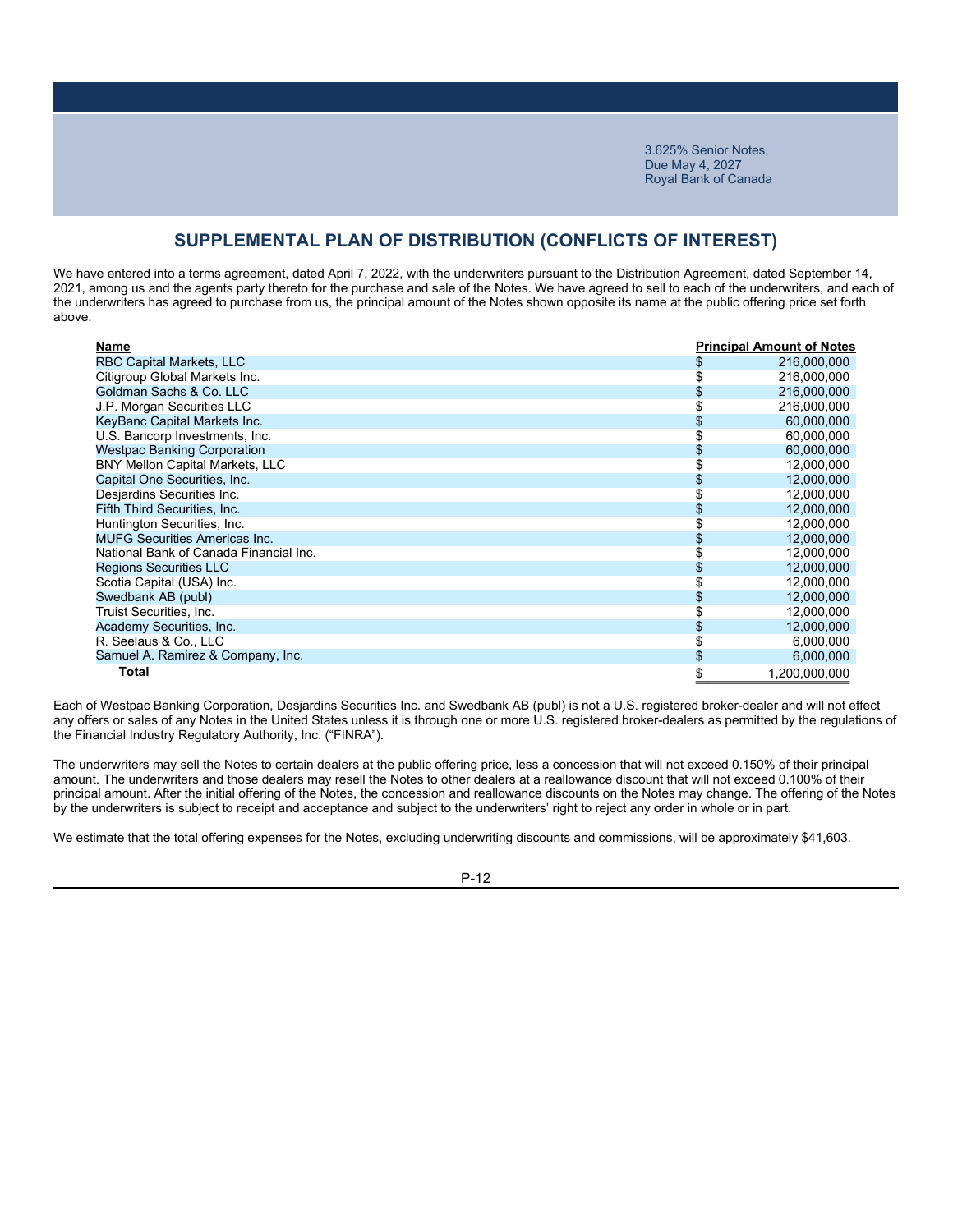## SUPPLEMENTAL PLAN OF DISTRIBUTION (CONFLICTS OF INTEREST)

We have entered into a terms agreement, dated April 7, 2022, with the underwriters pursuant to the Distribution Agreement, dated September 14, 2021, among us and the agents party thereto for the purchase and sale of the Notes. We have agreed to sell to each of the underwriters, and each of the underwriters has agreed to purchase from us, the principal amount of the Notes shown opposite its name at the public offering price set forth above.

| Name | Principal Amount of Notes |
|---|---|
| RBC Capital Markets, LLC | $ 216,000,000 |
| Citigroup Global Markets Inc. | $ 216,000,000 |
| Goldman Sachs & Co. LLC | $ 216,000,000 |
| J.P. Morgan Securities LLC | $ 216,000,000 |
| KeyBanc Capital Markets Inc. | $ 60,000,000 |
| U.S. Bancorp Investments, Inc. | $ 60,000,000 |
| Westpac Banking Corporation | $ 60,000,000 |
| BNY Mellon Capital Markets, LLC | $ 12,000,000 |
| Capital One Securities, Inc. | $ 12,000,000 |
| Desjardins Securities Inc. | $ 12,000,000 |
| Fifth Third Securities, Inc. | $ 12,000,000 |
| Huntington Securities, Inc. | $ 12,000,000 |
| MUFG Securities Americas Inc. | $ 12,000,000 |
| National Bank of Canada Financial Inc. | $ 12,000,000 |
| Regions Securities LLC | $ 12,000,000 |
| Scotia Capital (USA) Inc. | $ 12,000,000 |
| Swedbank AB (publ) | $ 12,000,000 |
| Truist Securities, Inc. | $ 12,000,000 |
| Academy Securities, Inc. | $ 12,000,000 |
| R. Seelaus & Co., LLC | $ 6,000,000 |
| Samuel A. Ramirez & Company, Inc. | $ 6,000,000 |
| **Total** | $ 1,200,000,000 |

Each of Westpac Banking Corporation, Desjardins Securities Inc. and Swedbank AB (publ) is not a U.S. registered broker-dealer and will not effect any offers or sales of any Notes in the United States unless it is through one or more U.S. registered broker-dealers as permitted by the regulations of the Financial Industry Regulatory Authority, Inc. ("FINRA").

The underwriters may sell the Notes to certain dealers at the public offering price, less a concession that will not exceed 0.150% of their principal amount. The underwriters and those dealers may resell the Notes to other dealers at a reallowance discount that will not exceed 0.100% of their principal amount. After the initial offering of the Notes, the concession and reallowance discounts on the Notes may change. The offering of the Notes by the underwriters is subject to receipt and acceptance and subject to the underwriters' right to reject any order in whole or in part.

We estimate that the total offering expenses for the Notes, excluding underwriting discounts and commissions, will be approximately $41,603.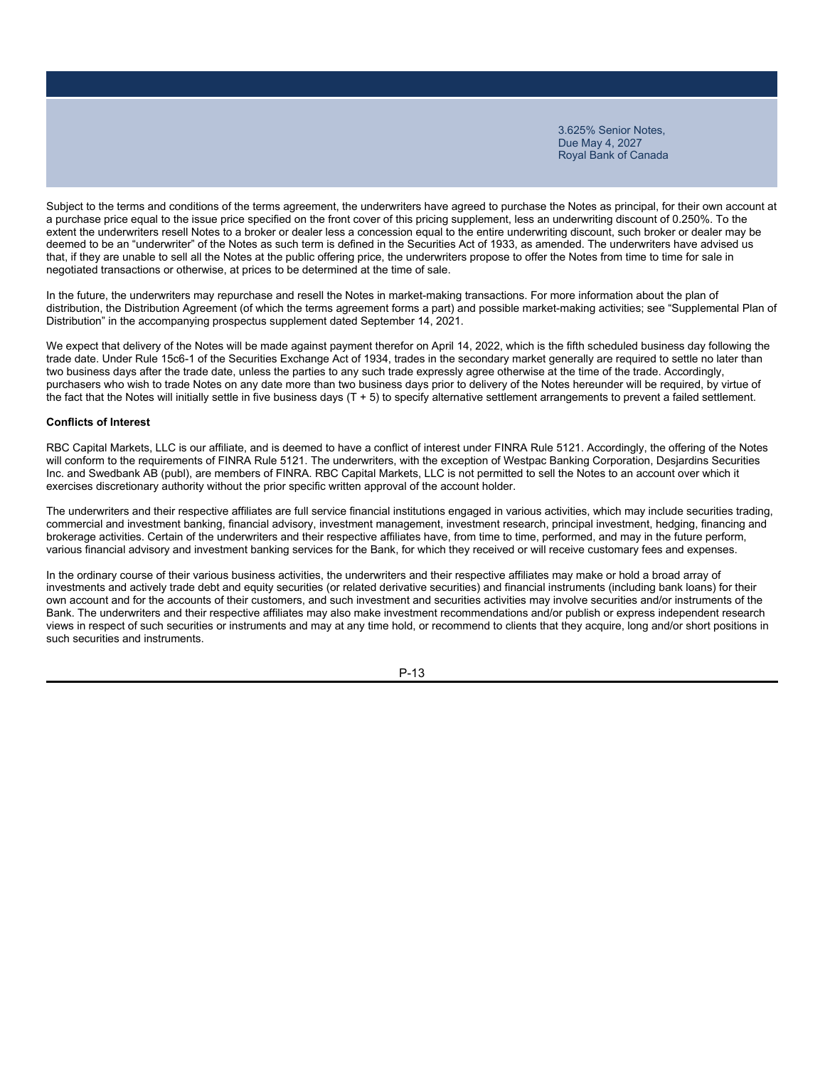Subject to the terms and conditions of the terms agreement, the underwriters have agreed to purchase the Notes as principal, for their own account at a purchase price equal to the issue price specified on the front cover of this pricing supplement, less an underwriting discount of 0.250%. To the extent the underwriters resell Notes to a broker or dealer less a concession equal to the entire underwriting discount, such broker or dealer may be deemed to be an "underwriter" of the Notes as such term is defined in the Securities Act of 1933, as amended. The underwriters have advised us that, if they are unable to sell all the Notes at the public offering price, the underwriters propose to offer the Notes from time to time for sale in negotiated transactions or otherwise, at prices to be determined at the time of sale.

In the future, the underwriters may repurchase and resell the Notes in market-making transactions. For more information about the plan of distribution, the Distribution Agreement (of which the terms agreement forms a part) and possible market-making activities; see "Supplemental Plan of Distribution" in the accompanying prospectus supplement dated September 14, 2021.

We expect that delivery of the Notes will be made against payment therefor on April 14, 2022, which is the fifth scheduled business day following the trade date. Under Rule 15c6-1 of the Securities Exchange Act of 1934, trades in the secondary market generally are required to settle no later than two business days after the trade date, unless the parties to any such trade expressly agree otherwise at the time of the trade. Accordingly, purchasers who wish to trade Notes on any date more than two business days prior to delivery of the Notes hereunder will be required, by virtue of the fact that the Notes will initially settle in five business days (T + 5) to specify alternative settlement arrangements to prevent a failed settlement.

**Conflicts of Interest**

RBC Capital Markets, LLC is our affiliate, and is deemed to have a conflict of interest under FINRA Rule 5121. Accordingly, the offering of the Notes will conform to the requirements of FINRA Rule 5121. The underwriters, with the exception of Westpac Banking Corporation, Desjardins Securities Inc. and Swedbank AB (publ), are members of FINRA. RBC Capital Markets, LLC is not permitted to sell the Notes to an account over which it exercises discretionary authority without the prior specific written approval of the account holder.

The underwriters and their respective affiliates are full service financial institutions engaged in various activities, which may include securities trading, commercial and investment banking, financial advisory, investment management, investment research, principal investment, hedging, financing and brokerage activities. Certain of the underwriters and their respective affiliates have, from time to time, performed, and may in the future perform, various financial advisory and investment banking services for the Bank, for which they received or will receive customary fees and expenses.

In the ordinary course of their various business activities, the underwriters and their respective affiliates may make or hold a broad array of investments and actively trade debt and equity securities (or related derivative securities) and financial instruments (including bank loans) for their own account and for the accounts of their customers, and such investment and securities activities may involve securities and/or instruments of the Bank. The underwriters and their respective affiliates may also make investment recommendations and/or publish or express independent research views in respect of such securities or instruments and may at any time hold, or recommend to clients that they acquire, long and/or short positions in such securities and instruments.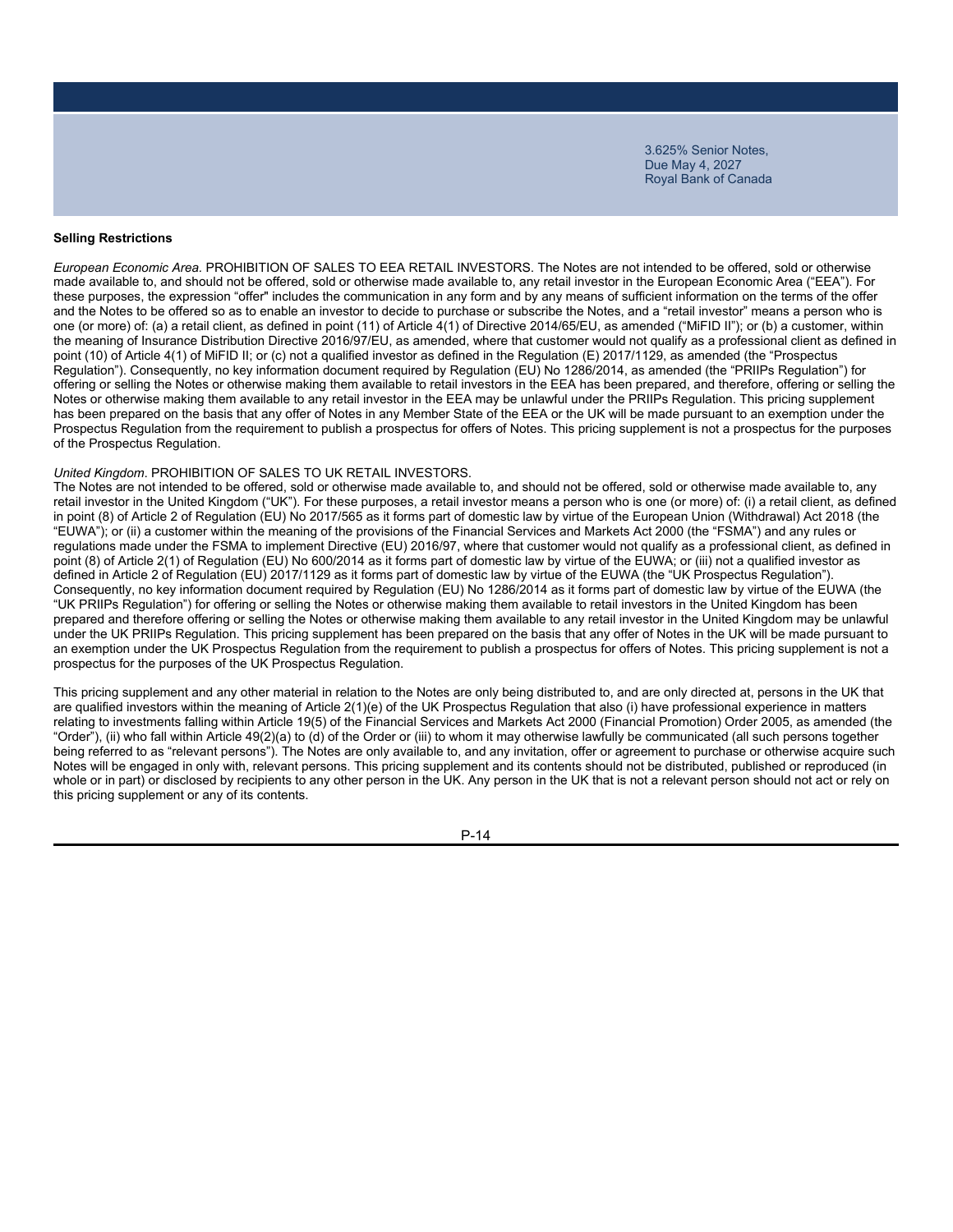### Selling Restrictions

*European Economic Area.* PROHIBITION OF SALES TO EEA RETAIL INVESTORS. The Notes are not intended to be offered, sold or otherwise made available to, and should not be offered, sold or otherwise made available to, any retail investor in the European Economic Area ("EEA"). For these purposes, the expression "offer" includes the communication in any form and by any means of sufficient information on the terms of the offer and the Notes to be offered so as to enable an investor to decide to purchase or subscribe the Notes, and a "retail investor" means a person who is one (or more) of: (a) a retail client, as defined in point (11) of Article 4(1) of Directive 2014/65/EU, as amended ("MiFID II"); or (b) a customer, within the meaning of Insurance Distribution Directive 2016/97/EU, as amended, where that customer would not qualify as a professional client as defined in point (10) of Article 4(1) of MiFID II; or (c) not a qualified investor as defined in the Regulation (E) 2017/1129, as amended (the "Prospectus Regulation"). Consequently, no key information document required by Regulation (EU) No 1286/2014, as amended (the "PRIIPs Regulation") for offering or selling the Notes or otherwise making them available to retail investors in the EEA has been prepared, and therefore, offering or selling the Notes or otherwise making them available to any retail investor in the EEA may be unlawful under the PRIIPs Regulation. This pricing supplement has been prepared on the basis that any offer of Notes in any Member State of the EEA or the UK will be made pursuant to an exemption under the Prospectus Regulation from the requirement to publish a prospectus for offers of Notes. This pricing supplement is not a prospectus for the purposes of the Prospectus Regulation.

*United Kingdom*. PROHIBITION OF SALES TO UK RETAIL INVESTORS.
The Notes are not intended to be offered, sold or otherwise made available to, and should not be offered, sold or otherwise made available to, any retail investor in the United Kingdom ("UK"). For these purposes, a retail investor means a person who is one (or more) of: (i) a retail client, as defined in point (8) of Article 2 of Regulation (EU) No 2017/565 as it forms part of domestic law by virtue of the European Union (Withdrawal) Act 2018 (the "EUWA"); or (ii) a customer within the meaning of the provisions of the Financial Services and Markets Act 2000 (the "FSMA") and any rules or regulations made under the FSMA to implement Directive (EU) 2016/97, where that customer would not qualify as a professional client, as defined in point (8) of Article 2(1) of Regulation (EU) No 600/2014 as it forms part of domestic law by virtue of the EUWA; or (iii) not a qualified investor as defined in Article 2 of Regulation (EU) 2017/1129 as it forms part of domestic law by virtue of the EUWA (the "UK Prospectus Regulation"). Consequently, no key information document required by Regulation (EU) No 1286/2014 as it forms part of domestic law by virtue of the EUWA (the "UK PRIIPs Regulation") for offering or selling the Notes or otherwise making them available to retail investors in the United Kingdom has been prepared and therefore offering or selling the Notes or otherwise making them available to any retail investor in the United Kingdom may be unlawful under the UK PRIIPs Regulation. This pricing supplement has been prepared on the basis that any offer of Notes in the UK will be made pursuant to an exemption under the UK Prospectus Regulation from the requirement to publish a prospectus for offers of Notes. This pricing supplement is not a prospectus for the purposes of the UK Prospectus Regulation.

This pricing supplement and any other material in relation to the Notes are only being distributed to, and are only directed at, persons in the UK that are qualified investors within the meaning of Article 2(1)(e) of the UK Prospectus Regulation that also (i) have professional experience in matters relating to investments falling within Article 19(5) of the Financial Services and Markets Act 2000 (Financial Promotion) Order 2005, as amended (the "Order"), (ii) who fall within Article 49(2)(a) to (d) of the Order or (iii) to whom it may otherwise lawfully be communicated (all such persons together being referred to as "relevant persons"). The Notes are only available to, and any invitation, offer or agreement to purchase or otherwise acquire such Notes will be engaged in only with, relevant persons. This pricing supplement and its contents should not be distributed, published or reproduced (in whole or in part) or disclosed by recipients to any other person in the UK. Any person in the UK that is not a relevant person should not act or rely on this pricing supplement or any of its contents.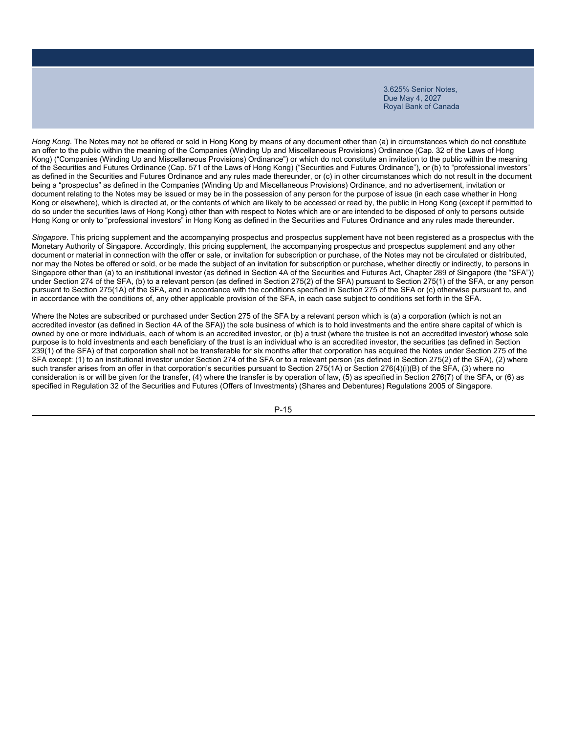*Hong Kong*. The Notes may not be offered or sold in Hong Kong by means of any document other than (a) in circumstances which do not constitute an offer to the public within the meaning of the Companies (Winding Up and Miscellaneous Provisions) Ordinance (Cap. 32 of the Laws of Hong Kong) ("Companies (Winding Up and Miscellaneous Provisions) Ordinance") or which do not constitute an invitation to the public within the meaning of the Securities and Futures Ordinance (Cap. 571 of the Laws of Hong Kong) ("Securities and Futures Ordinance"), or (b) to "professional investors" as defined in the Securities and Futures Ordinance and any rules made thereunder, or (c) in other circumstances which do not result in the document being a "prospectus" as defined in the Companies (Winding Up and Miscellaneous Provisions) Ordinance, and no advertisement, invitation or document relating to the Notes may be issued or may be in the possession of any person for the purpose of issue (in each case whether in Hong Kong or elsewhere), which is directed at, or the contents of which are likely to be accessed or read by, the public in Hong Kong (except if permitted to do so under the securities laws of Hong Kong) other than with respect to Notes which are or are intended to be disposed of only to persons outside Hong Kong or only to "professional investors" in Hong Kong as defined in the Securities and Futures Ordinance and any rules made thereunder.

*Singapore*. This pricing supplement and the accompanying prospectus and prospectus supplement have not been registered as a prospectus with the Monetary Authority of Singapore. Accordingly, this pricing supplement, the accompanying prospectus and prospectus supplement and any other document or material in connection with the offer or sale, or invitation for subscription or purchase, of the Notes may not be circulated or distributed, nor may the Notes be offered or sold, or be made the subject of an invitation for subscription or purchase, whether directly or indirectly, to persons in Singapore other than (a) to an institutional investor (as defined in Section 4A of the Securities and Futures Act, Chapter 289 of Singapore (the "SFA")) under Section 274 of the SFA, (b) to a relevant person (as defined in Section 275(2) of the SFA) pursuant to Section 275(1) of the SFA, or any person pursuant to Section 275(1A) of the SFA, and in accordance with the conditions specified in Section 275 of the SFA or (c) otherwise pursuant to, and in accordance with the conditions of, any other applicable provision of the SFA, in each case subject to conditions set forth in the SFA.

Where the Notes are subscribed or purchased under Section 275 of the SFA by a relevant person which is (a) a corporation (which is not an accredited investor (as defined in Section 4A of the SFA)) the sole business of which is to hold investments and the entire share capital of which is owned by one or more individuals, each of whom is an accredited investor, or (b) a trust (where the trustee is not an accredited investor) whose sole purpose is to hold investments and each beneficiary of the trust is an individual who is an accredited investor, the securities (as defined in Section 239(1) of the SFA) of that corporation shall not be transferable for six months after that corporation has acquired the Notes under Section 275 of the SFA except: (1) to an institutional investor under Section 274 of the SFA or to a relevant person (as defined in Section 275(2) of the SFA), (2) where such transfer arises from an offer in that corporation's securities pursuant to Section 275(1A) or Section 276(4)(i)(B) of the SFA, (3) where no consideration is or will be given for the transfer, (4) where the transfer is by operation of law, (5) as specified in Section 276(7) of the SFA, or (6) as specified in Regulation 32 of the Securities and Futures (Offers of Investments) (Shares and Debentures) Regulations 2005 of Singapore.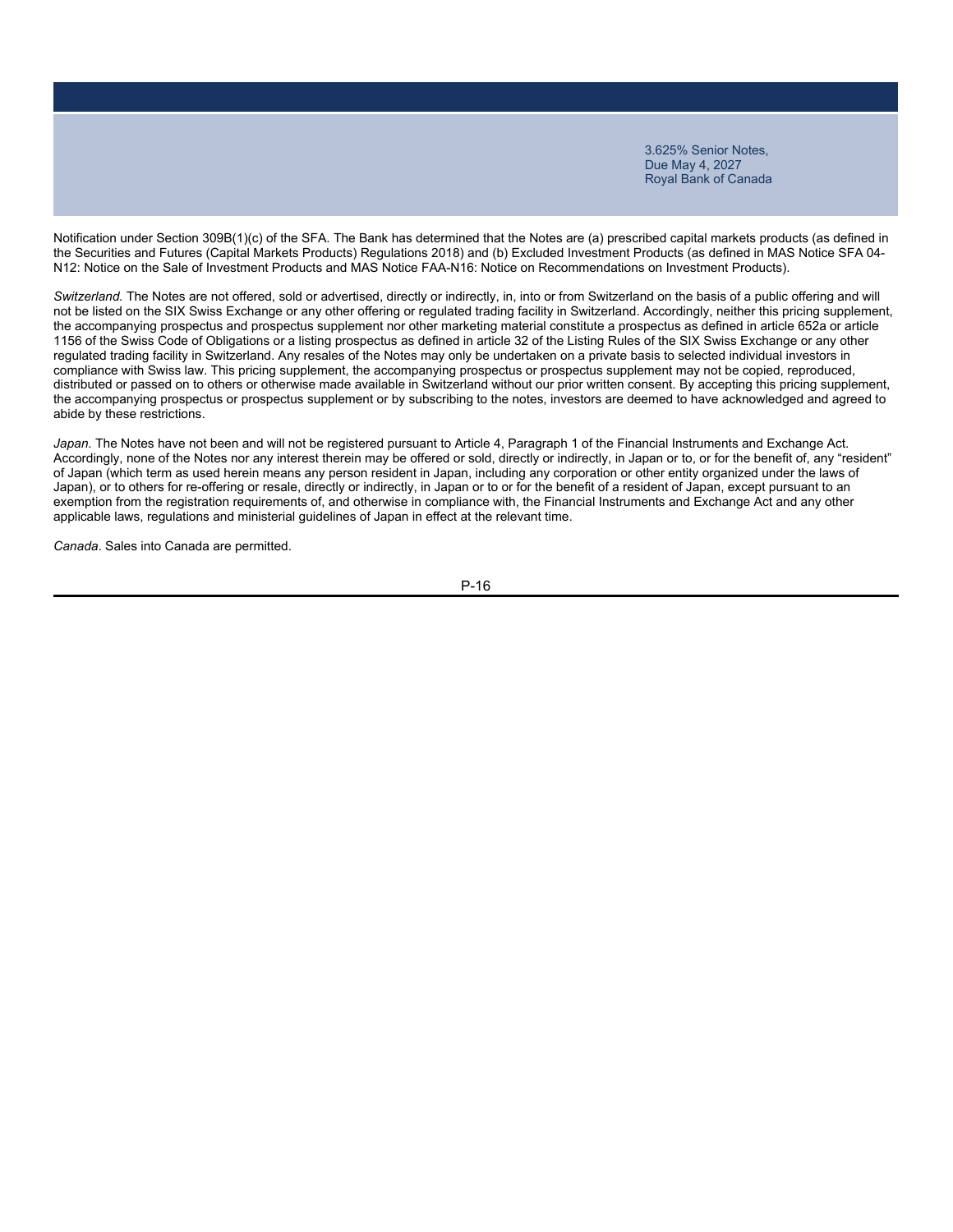Notification under Section 309B(1)(c) of the SFA. The Bank has determined that the Notes are (a) prescribed capital markets products (as defined in the Securities and Futures (Capital Markets Products) Regulations 2018) and (b) Excluded Investment Products (as defined in MAS Notice SFA 04-N12: Notice on the Sale of Investment Products and MAS Notice FAA-N16: Notice on Recommendations on Investment Products).

*Switzerland.* The Notes are not offered, sold or advertised, directly or indirectly, in, into or from Switzerland on the basis of a public offering and will not be listed on the SIX Swiss Exchange or any other offering or regulated trading facility in Switzerland. Accordingly, neither this pricing supplement, the accompanying prospectus and prospectus supplement nor other marketing material constitute a prospectus as defined in article 652a or article 1156 of the Swiss Code of Obligations or a listing prospectus as defined in article 32 of the Listing Rules of the SIX Swiss Exchange or any other regulated trading facility in Switzerland. Any resales of the Notes may only be undertaken on a private basis to selected individual investors in compliance with Swiss law. This pricing supplement, the accompanying prospectus or prospectus supplement may not be copied, reproduced, distributed or passed on to others or otherwise made available in Switzerland without our prior written consent. By accepting this pricing supplement, the accompanying prospectus or prospectus supplement or by subscribing to the notes, investors are deemed to have acknowledged and agreed to abide by these restrictions.

*Japan.* The Notes have not been and will not be registered pursuant to Article 4, Paragraph 1 of the Financial Instruments and Exchange Act. Accordingly, none of the Notes nor any interest therein may be offered or sold, directly or indirectly, in Japan or to, or for the benefit of, any "resident" of Japan (which term as used herein means any person resident in Japan, including any corporation or other entity organized under the laws of Japan), or to others for re-offering or resale, directly or indirectly, in Japan or to or for the benefit of a resident of Japan, except pursuant to an exemption from the registration requirements of, and otherwise in compliance with, the Financial Instruments and Exchange Act and any other applicable laws, regulations and ministerial guidelines of Japan in effect at the relevant time.

*Canada*. Sales into Canada are permitted.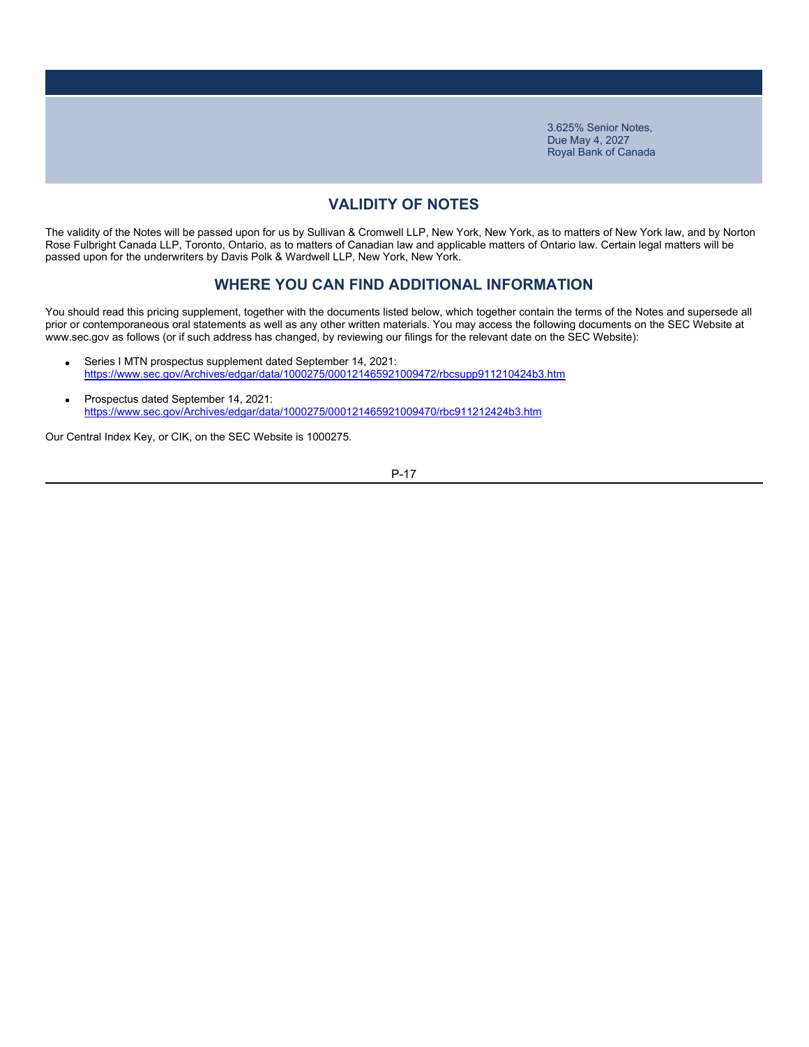## VALIDITY OF NOTES

The validity of the Notes will be passed upon for us by Sullivan & Cromwell LLP, New York, New York, as to matters of New York law, and by Norton Rose Fulbright Canada LLP, Toronto, Ontario, as to matters of Canadian law and applicable matters of Ontario law. Certain legal matters will be passed upon for the underwriters by Davis Polk & Wardwell LLP, New York, New York.

## WHERE YOU CAN FIND ADDITIONAL INFORMATION

You should read this pricing supplement, together with the documents listed below, which together contain the terms of the Notes and supersede all prior or contemporaneous oral statements as well as any other written materials. You may access the following documents on the SEC Website at www.sec.gov as follows (or if such address has changed, by reviewing our filings for the relevant date on the SEC Website):

- Series I MTN prospectus supplement dated September 14, 2021:
  https://www.sec.gov/Archives/edgar/data/1000275/000121465921009472/rbcsupp911210424b3.htm

- Prospectus dated September 14, 2021:
  https://www.sec.gov/Archives/edgar/data/1000275/000121465921009470/rbc911212424b3.htm

Our Central Index Key, or CIK, on the SEC Website is 1000275.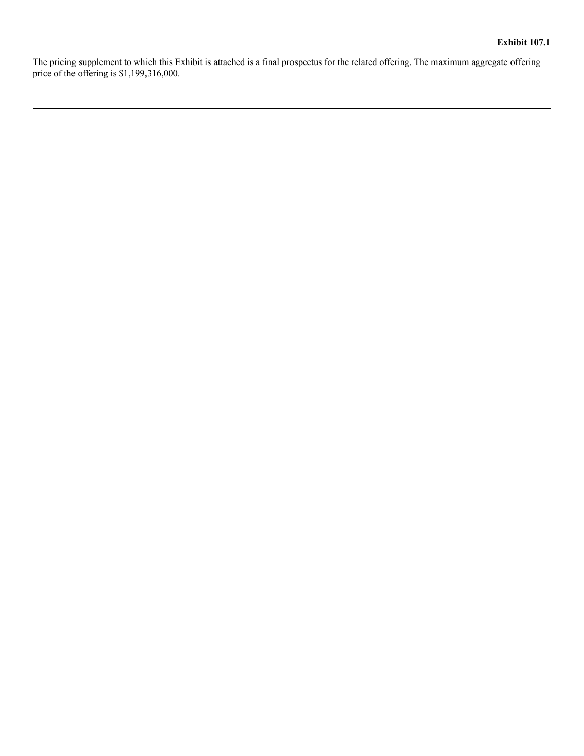**Exhibit 107.1**

The pricing supplement to which this Exhibit is attached is a final prospectus for the related offering. The maximum aggregate offering price of the offering is $1,199,316,000.

---